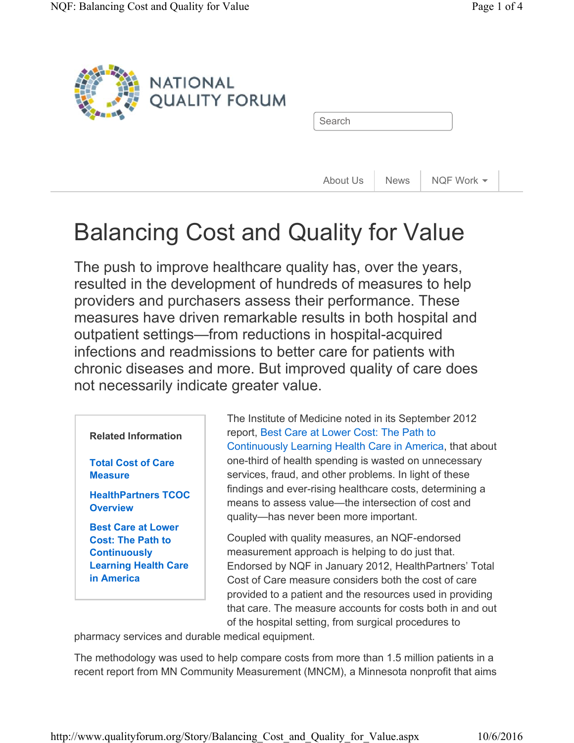NATIONAL QUALITY FORUM

Search

About Us | News | NQF Work

# Balancing Cost and Quality for Value

The push to improve healthcare quality has, over the years, resulted in the development of hundreds of measures to help providers and purchasers assess their performance. These measures have driven remarkable results in both hospital and outpatient settings—from reductions in hospital-acquired infections and readmissions to better care for patients with chronic diseases and more. But improved quality of care does not necessarily indicate greater value.

**Related Information**

- **Total Cost of Care Measure**
- **HealthPartners TCOC Overview**
- **Best Care at Lower Cost: The Path to Continuously Learning Health Care in America**

The Institute of Medicine noted in its September 2012 report, Best Care at Lower Cost: The Path to Continuously Learning Health Care in America, that about one-third of health spending is wasted on unnecessary services, fraud, and other problems. In light of these findings and ever-rising healthcare costs, determining a means to assess value—the intersection of cost and quality—has never been more important.

Coupled with quality measures, an NQF-endorsed measurement approach is helping to do just that. Endorsed by NQF in January 2012, HealthPartners' Total Cost of Care measure considers both the cost of care provided to a patient and the resources used in providing that care. The measure accounts for costs both in and out of the hospital setting, from surgical procedures to pharmacy services and durable medical equipment.

The methodology was used to help compare costs from more than 1.5 million patients in a recent report from MN Community Measurement (MNCM), a Minnesota nonprofit that aims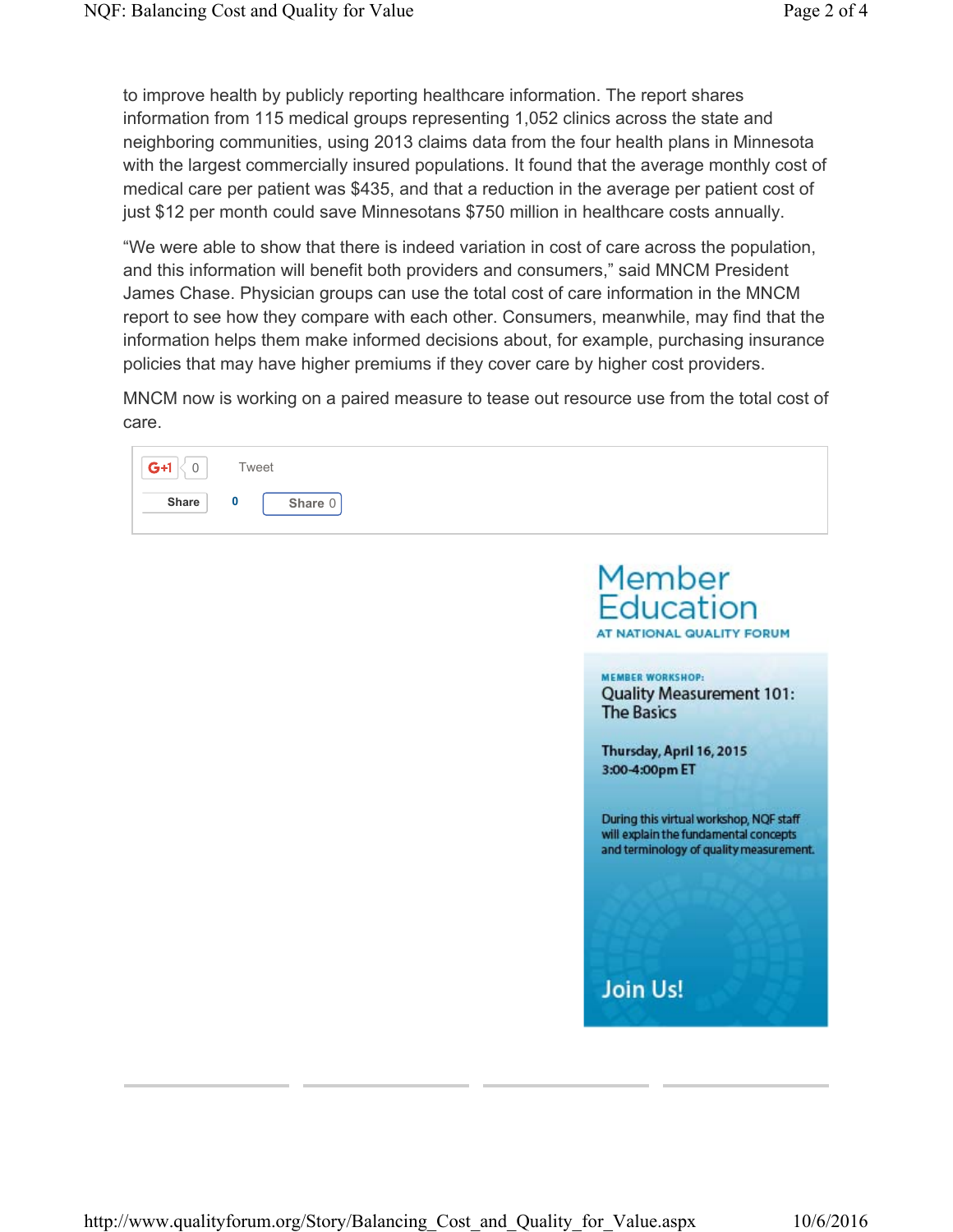to improve health by publicly reporting healthcare information. The report shares information from 115 medical groups representing 1,052 clinics across the state and neighboring communities, using 2013 claims data from the four health plans in Minnesota with the largest commercially insured populations. It found that the average monthly cost of medical care per patient was $435, and that a reduction in the average per patient cost of just $12 per month could save Minnesotans $750 million in healthcare costs annually.

"We were able to show that there is indeed variation in cost of care across the population, and this information will benefit both providers and consumers," said MNCM President James Chase. Physician groups can use the total cost of care information in the MNCM report to see how they compare with each other. Consumers, meanwhile, may find that the information helps them make informed decisions about, for example, purchasing insurance policies that may have higher premiums if they cover care by higher cost providers.

MNCM now is working on a paired measure to tease out resource use from the total cost of care.

G+1 0 Tweet

Share 0 Share 0

Member Education

AT NATIONAL QUALITY FORUM

MEMBER WORKSHOP:

Quality Measurement 101: The Basics

Thursday, April 16, 2015
3:00-4:00pm ET

During this virtual workshop, NQF staff will explain the fundamental concepts and terminology of quality measurement.

Join Us!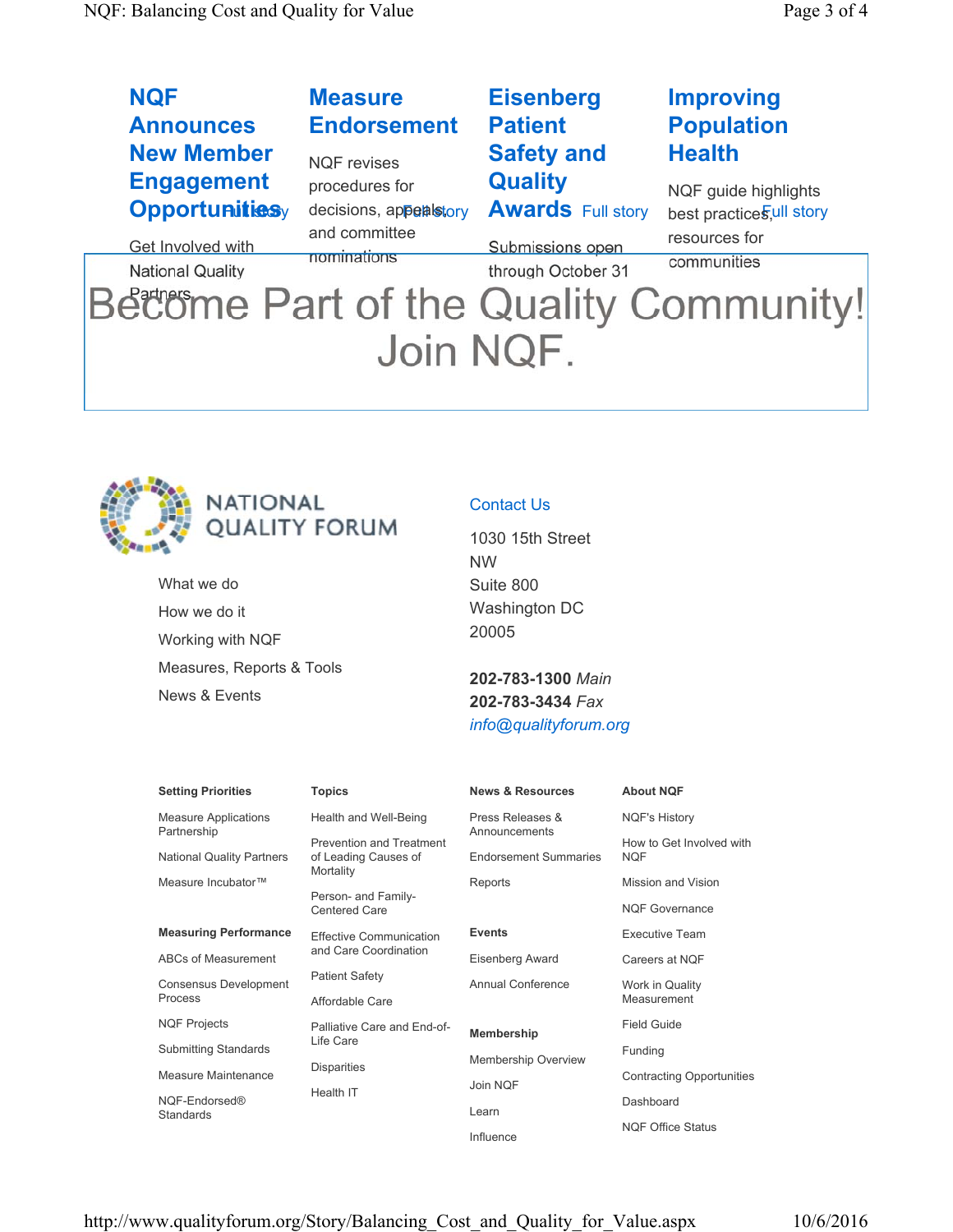### NQF Announces New Member Engagement Opportunities

Full story

Get Involved with National Quality Partners

### Measure Endorsement

NQF revises procedures for decisions, appeals, and committee nominations

Full story

### Eisenberg Patient Safety and Quality Awards

Full story

Submissions open through October 31

### Improving Population Health

NQF guide highlights best practices, resources for communities

Full story

# Become Part of the Quality Community! Join NQF.

NATIONAL QUALITY FORUM

- What we do
- How we do it
- Working with NQF
- Measures, Reports & Tools
- News & Events

Contact Us

1030 15th Street NW
Suite 800
Washington DC 20005

**202-783-1300** *Main*
**202-783-3434** *Fax*
*info@qualityforum.org*

**Setting Priorities**

- Measure Applications Partnership
- National Quality Partners
- Measure Incubator™

**Measuring Performance**

- ABCs of Measurement
- Consensus Development Process
- NQF Projects
- Submitting Standards
- Measure Maintenance
- NQF-Endorsed® Standards

**Topics**

- Health and Well-Being
- Prevention and Treatment of Leading Causes of Mortality
- Person- and Family-Centered Care
- Effective Communication and Care Coordination
- Patient Safety
- Affordable Care
- Palliative Care and End-of-Life Care
- Disparities
- Health IT

**News & Resources**

- Press Releases & Announcements
- Endorsement Summaries
- Reports

**Events**

- Eisenberg Award
- Annual Conference

**Membership**

- Membership Overview
- Join NQF
- Learn
- Influence

**About NQF**

- NQF's History
- How to Get Involved with NQF
- Mission and Vision
- NQF Governance
- Executive Team
- Careers at NQF
- Work in Quality Measurement
- Field Guide
- Funding
- Contracting Opportunities
- Dashboard
- NQF Office Status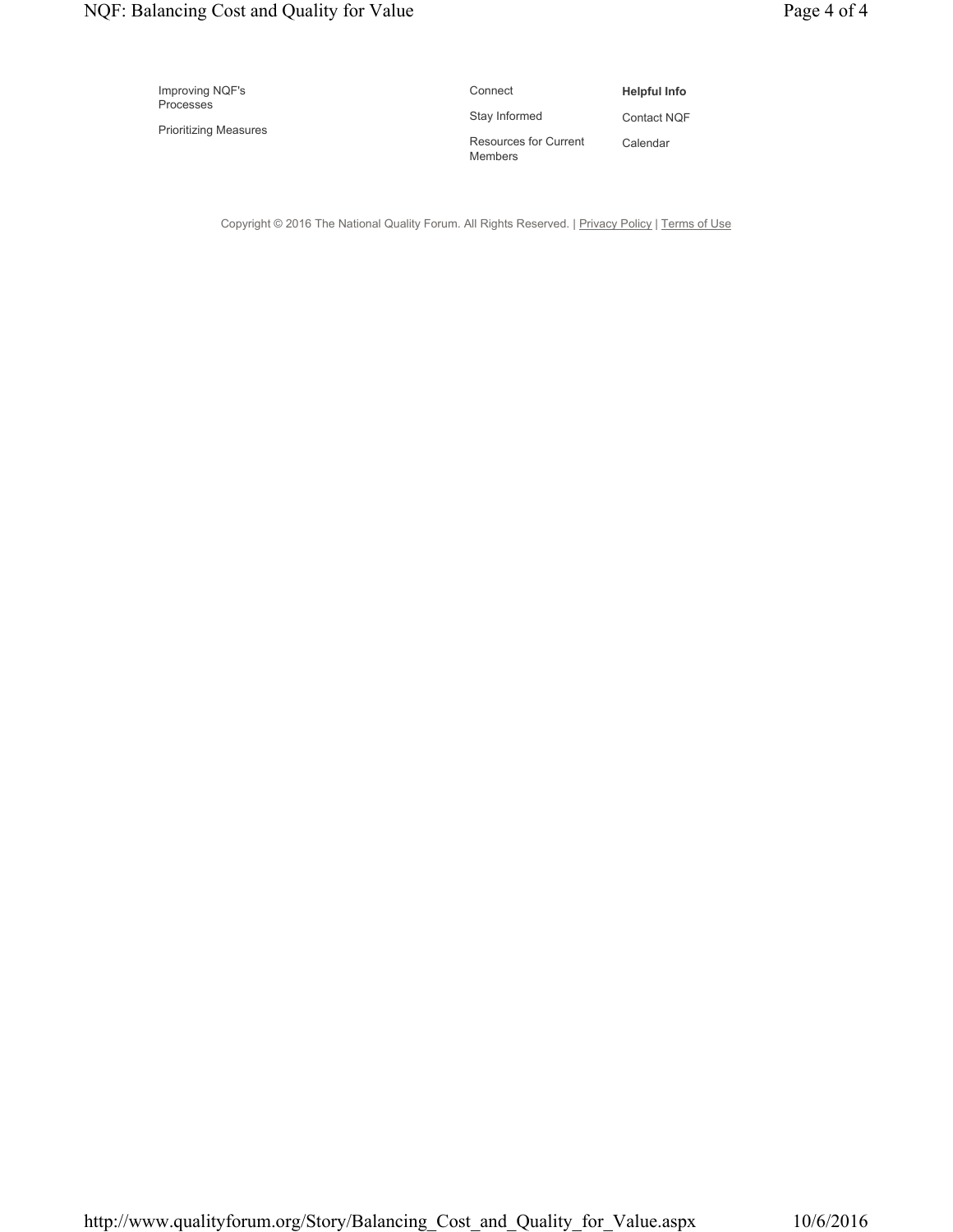Improving NQF's Processes

Prioritizing Measures

Connect

Stay Informed

Resources for Current Members

**Helpful Info**

Contact NQF

Calendar

Copyright © 2016 The National Quality Forum. All Rights Reserved. | Privacy Policy | Terms of Use